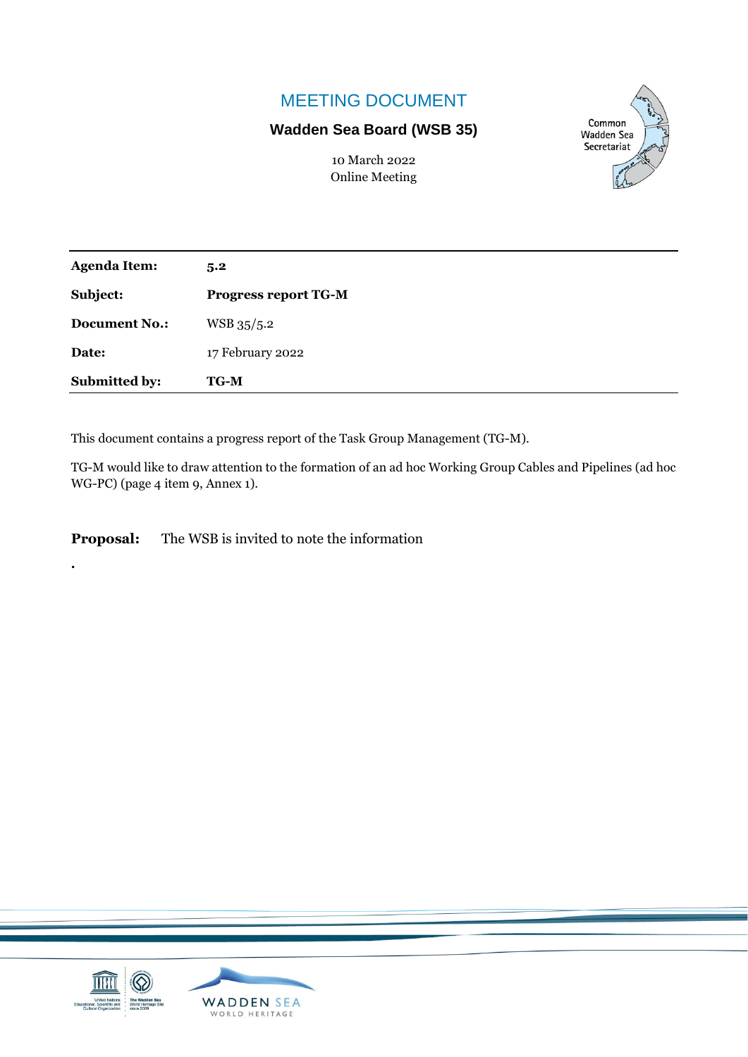# MEETING DOCUMENT

## Wadden Sea Board (WSB 35)

10 March 2022
Online Meeting

| | |
|---|---|
| **Agenda Item:** | **5.2** |
| **Subject:** | **Progress report TG-M** |
| **Document No.:** | WSB 35/5.2 |
| **Date:** | 17 February 2022 |
| **Submitted by:** | **TG-M** |

This document contains a progress report of the Task Group Management (TG-M).

TG-M would like to draw attention to the formation of an ad hoc Working Group Cables and Pipelines (ad hoc WG-PC) (page 4 item 9, Annex 1).

**Proposal:** The WSB is invited to note the information

.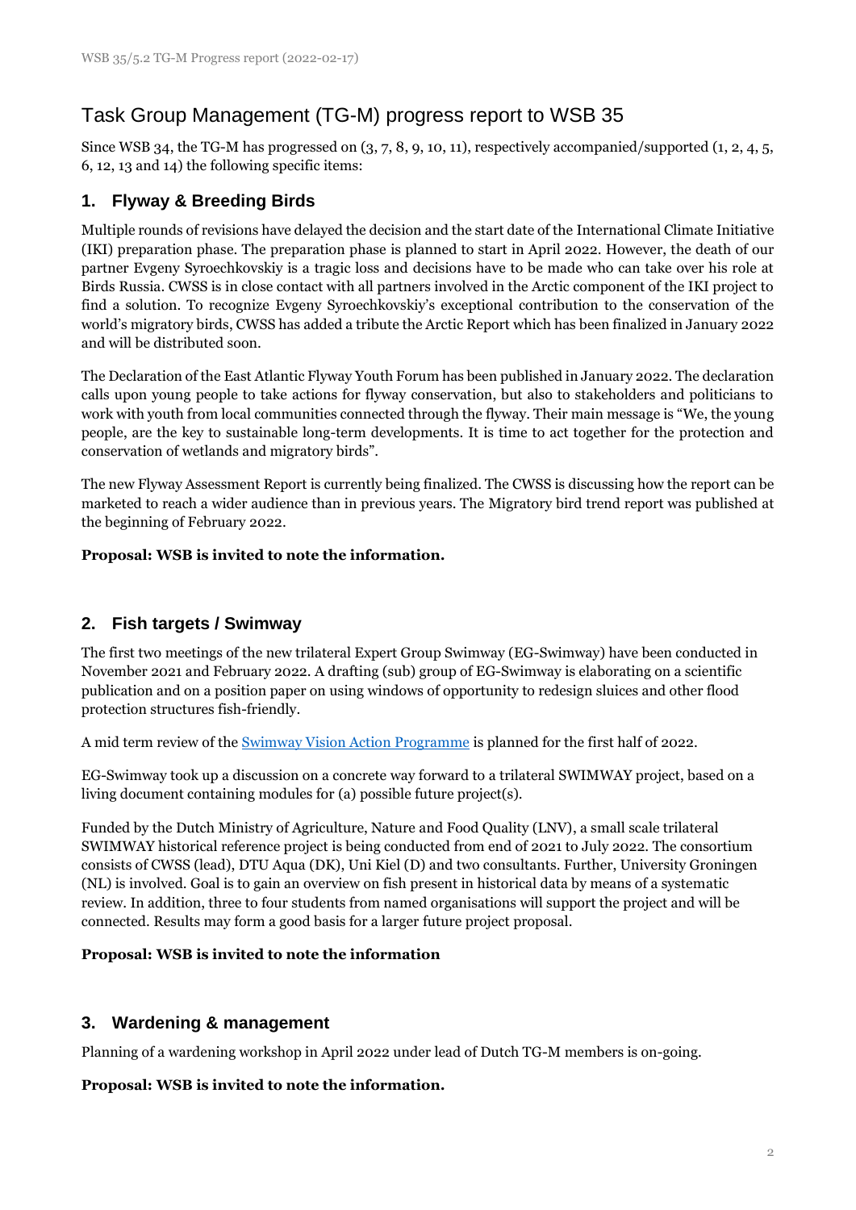# Task Group Management (TG-M) progress report to WSB 35

Since WSB 34, the TG-M has progressed on (3, 7, 8, 9, 10, 11), respectively accompanied/supported (1, 2, 4, 5, 6, 12, 13 and 14) the following specific items:

## 1. Flyway & Breeding Birds

Multiple rounds of revisions have delayed the decision and the start date of the International Climate Initiative (IKI) preparation phase. The preparation phase is planned to start in April 2022. However, the death of our partner Evgeny Syroechkovskiy is a tragic loss and decisions have to be made who can take over his role at Birds Russia. CWSS is in close contact with all partners involved in the Arctic component of the IKI project to find a solution. To recognize Evgeny Syroechkovskiy's exceptional contribution to the conservation of the world's migratory birds, CWSS has added a tribute the Arctic Report which has been finalized in January 2022 and will be distributed soon.

The Declaration of the East Atlantic Flyway Youth Forum has been published in January 2022. The declaration calls upon young people to take actions for flyway conservation, but also to stakeholders and politicians to work with youth from local communities connected through the flyway. Their main message is "We, the young people, are the key to sustainable long-term developments. It is time to act together for the protection and conservation of wetlands and migratory birds".

The new Flyway Assessment Report is currently being finalized. The CWSS is discussing how the report can be marketed to reach a wider audience than in previous years. The Migratory bird trend report was published at the beginning of February 2022.

**Proposal: WSB is invited to note the information.**

## 2. Fish targets / Swimway

The first two meetings of the new trilateral Expert Group Swimway (EG-Swimway) have been conducted in November 2021 and February 2022. A drafting (sub) group of EG-Swimway is elaborating on a scientific publication and on a position paper on using windows of opportunity to redesign sluices and other flood protection structures fish-friendly.

A mid term review of the Swimway Vision Action Programme is planned for the first half of 2022.

EG-Swimway took up a discussion on a concrete way forward to a trilateral SWIMWAY project, based on a living document containing modules for (a) possible future project(s).

Funded by the Dutch Ministry of Agriculture, Nature and Food Quality (LNV), a small scale trilateral SWIMWAY historical reference project is being conducted from end of 2021 to July 2022. The consortium consists of CWSS (lead), DTU Aqua (DK), Uni Kiel (D) and two consultants. Further, University Groningen (NL) is involved. Goal is to gain an overview on fish present in historical data by means of a systematic review. In addition, three to four students from named organisations will support the project and will be connected. Results may form a good basis for a larger future project proposal.

**Proposal: WSB is invited to note the information**

## 3. Wardening & management

Planning of a wardening workshop in April 2022 under lead of Dutch TG-M members is on-going.

**Proposal: WSB is invited to note the information.**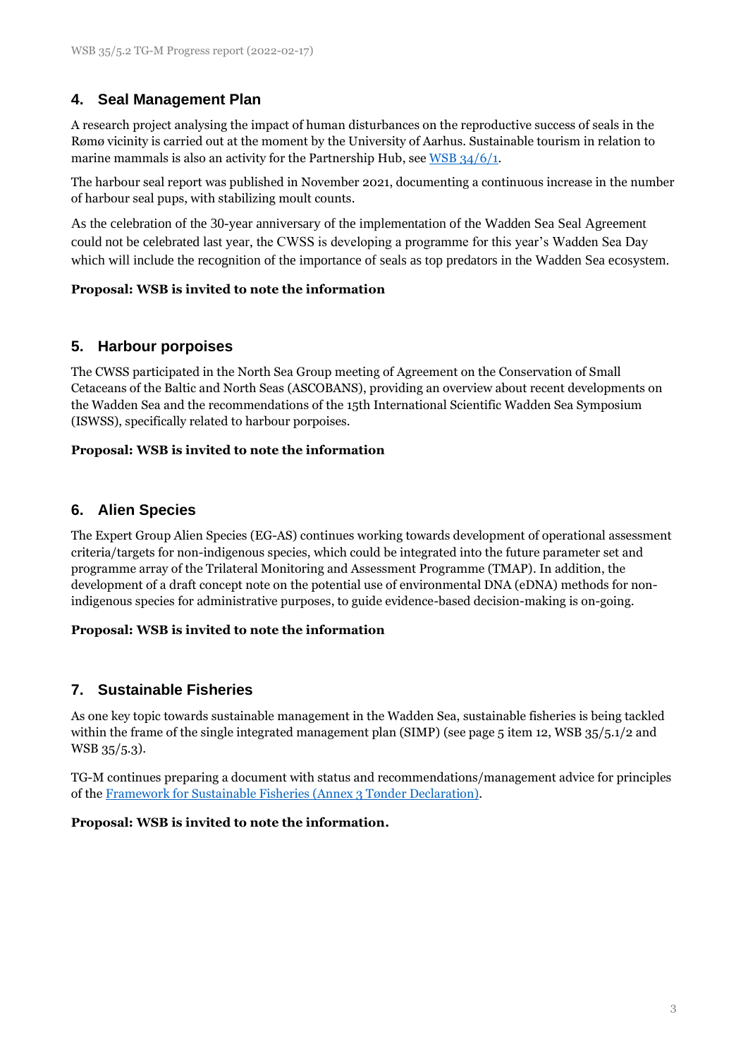## 4. Seal Management Plan

A research project analysing the impact of human disturbances on the reproductive success of seals in the Rømø vicinity is carried out at the moment by the University of Aarhus. Sustainable tourism in relation to marine mammals is also an activity for the Partnership Hub, see WSB 34/6/1.

The harbour seal report was published in November 2021, documenting a continuous increase in the number of harbour seal pups, with stabilizing moult counts.

As the celebration of the 30-year anniversary of the implementation of the Wadden Sea Seal Agreement could not be celebrated last year, the CWSS is developing a programme for this year's Wadden Sea Day which will include the recognition of the importance of seals as top predators in the Wadden Sea ecosystem.

**Proposal: WSB is invited to note the information**

## 5. Harbour porpoises

The CWSS participated in the North Sea Group meeting of Agreement on the Conservation of Small Cetaceans of the Baltic and North Seas (ASCOBANS), providing an overview about recent developments on the Wadden Sea and the recommendations of the 15th International Scientific Wadden Sea Symposium (ISWSS), specifically related to harbour porpoises.

**Proposal: WSB is invited to note the information**

## 6. Alien Species

The Expert Group Alien Species (EG-AS) continues working towards development of operational assessment criteria/targets for non-indigenous species, which could be integrated into the future parameter set and programme array of the Trilateral Monitoring and Assessment Programme (TMAP). In addition, the development of a draft concept note on the potential use of environmental DNA (eDNA) methods for non-indigenous species for administrative purposes, to guide evidence-based decision-making is on-going.

**Proposal: WSB is invited to note the information**

## 7. Sustainable Fisheries

As one key topic towards sustainable management in the Wadden Sea, sustainable fisheries is being tackled within the frame of the single integrated management plan (SIMP) (see page 5 item 12, WSB 35/5.1/2 and WSB 35/5.3).

TG-M continues preparing a document with status and recommendations/management advice for principles of the Framework for Sustainable Fisheries (Annex 3 Tønder Declaration).

**Proposal: WSB is invited to note the information.**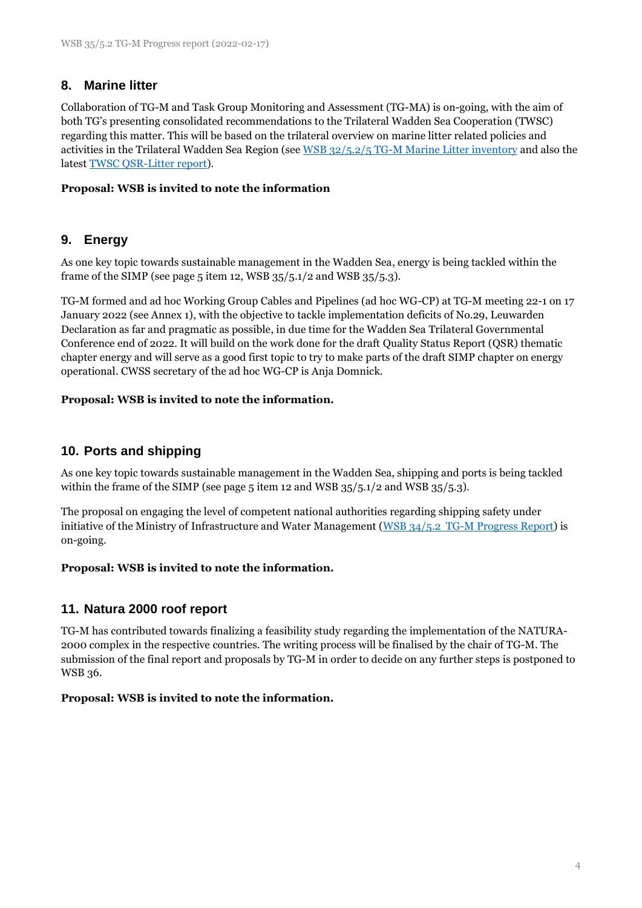## 8. Marine litter

Collaboration of TG-M and Task Group Monitoring and Assessment (TG-MA) is on-going, with the aim of both TG's presenting consolidated recommendations to the Trilateral Wadden Sea Cooperation (TWSC) regarding this matter. This will be based on the trilateral overview on marine litter related policies and activities in the Trilateral Wadden Sea Region (see WSB 32/5.2/5 TG-M Marine Litter inventory and also the latest TWSC QSR-Litter report).

**Proposal: WSB is invited to note the information**

## 9. Energy

As one key topic towards sustainable management in the Wadden Sea, energy is being tackled within the frame of the SIMP (see page 5 item 12, WSB 35/5.1/2 and WSB 35/5.3).

TG-M formed and ad hoc Working Group Cables and Pipelines (ad hoc WG-CP) at TG-M meeting 22-1 on 17 January 2022 (see Annex 1), with the objective to tackle implementation deficits of No.29, Leuwarden Declaration as far and pragmatic as possible, in due time for the Wadden Sea Trilateral Governmental Conference end of 2022. It will build on the work done for the draft Quality Status Report (QSR) thematic chapter energy and will serve as a good first topic to try to make parts of the draft SIMP chapter on energy operational. CWSS secretary of the ad hoc WG-CP is Anja Domnick.

**Proposal: WSB is invited to note the information.**

## 10. Ports and shipping

As one key topic towards sustainable management in the Wadden Sea, shipping and ports is being tackled within the frame of the SIMP (see page 5 item 12 and WSB 35/5.1/2 and WSB 35/5.3).

The proposal on engaging the level of competent national authorities regarding shipping safety under initiative of the Ministry of Infrastructure and Water Management (WSB 34/5.2 TG-M Progress Report) is on-going.

**Proposal: WSB is invited to note the information.**

## 11. Natura 2000 roof report

TG-M has contributed towards finalizing a feasibility study regarding the implementation of the NATURA-2000 complex in the respective countries. The writing process will be finalised by the chair of TG-M. The submission of the final report and proposals by TG-M in order to decide on any further steps is postponed to WSB 36.

**Proposal: WSB is invited to note the information.**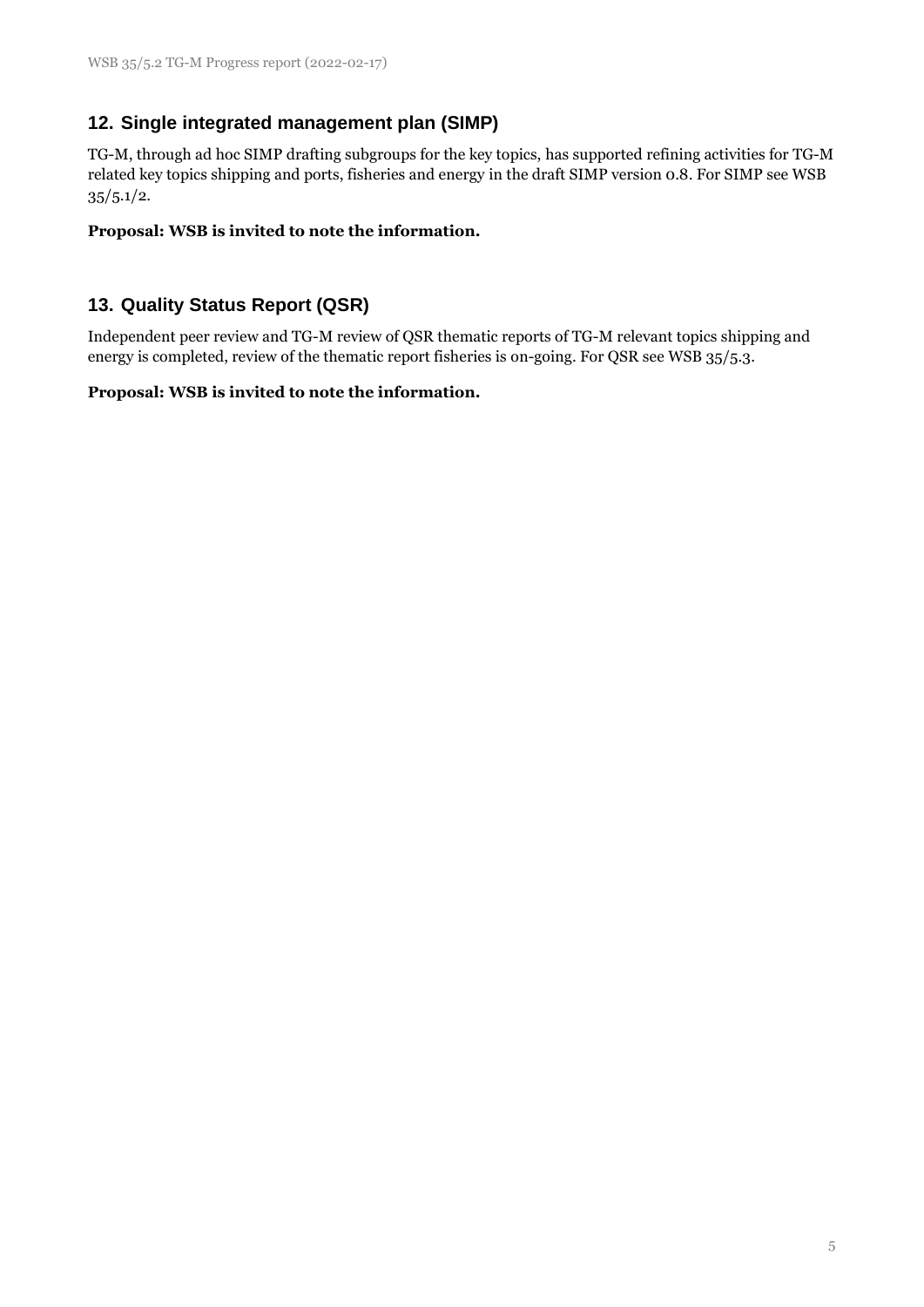## 12. Single integrated management plan (SIMP)

TG-M, through ad hoc SIMP drafting subgroups for the key topics, has supported refining activities for TG-M related key topics shipping and ports, fisheries and energy in the draft SIMP version 0.8. For SIMP see WSB 35/5.1/2.

**Proposal: WSB is invited to note the information.**

## 13. Quality Status Report (QSR)

Independent peer review and TG-M review of QSR thematic reports of TG-M relevant topics shipping and energy is completed, review of the thematic report fisheries is on-going. For QSR see WSB 35/5.3.

**Proposal: WSB is invited to note the information.**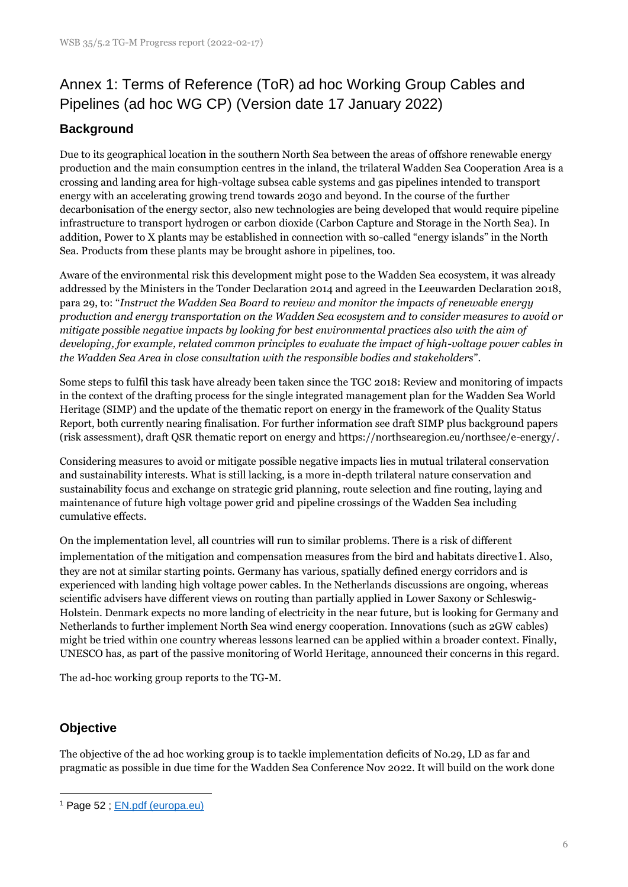# Annex 1: Terms of Reference (ToR) ad hoc Working Group Cables and Pipelines (ad hoc WG CP) (Version date 17 January 2022)

## Background

Due to its geographical location in the southern North Sea between the areas of offshore renewable energy production and the main consumption centres in the inland, the trilateral Wadden Sea Cooperation Area is a crossing and landing area for high-voltage subsea cable systems and gas pipelines intended to transport energy with an accelerating growing trend towards 2030 and beyond. In the course of the further decarbonisation of the energy sector, also new technologies are being developed that would require pipeline infrastructure to transport hydrogen or carbon dioxide (Carbon Capture and Storage in the North Sea). In addition, Power to X plants may be established in connection with so-called "energy islands" in the North Sea. Products from these plants may be brought ashore in pipelines, too.

Aware of the environmental risk this development might pose to the Wadden Sea ecosystem, it was already addressed by the Ministers in the Tonder Declaration 2014 and agreed in the Leeuwarden Declaration 2018, para 29, to: "*Instruct the Wadden Sea Board to review and monitor the impacts of renewable energy production and energy transportation on the Wadden Sea ecosystem and to consider measures to avoid or mitigate possible negative impacts by looking for best environmental practices also with the aim of developing, for example, related common principles to evaluate the impact of high-voltage power cables in the Wadden Sea Area in close consultation with the responsible bodies and stakeholders*".

Some steps to fulfil this task have already been taken since the TGC 2018: Review and monitoring of impacts in the context of the drafting process for the single integrated management plan for the Wadden Sea World Heritage (SIMP) and the update of the thematic report on energy in the framework of the Quality Status Report, both currently nearing finalisation. For further information see draft SIMP plus background papers (risk assessment), draft QSR thematic report on energy and https://northsearegion.eu/northsee/e-energy/.

Considering measures to avoid or mitigate possible negative impacts lies in mutual trilateral conservation and sustainability interests. What is still lacking, is a more in-depth trilateral nature conservation and sustainability focus and exchange on strategic grid planning, route selection and fine routing, laying and maintenance of future high voltage power grid and pipeline crossings of the Wadden Sea including cumulative effects.

On the implementation level, all countries will run to similar problems. There is a risk of different implementation of the mitigation and compensation measures from the bird and habitats directive[1]. Also, they are not at similar starting points. Germany has various, spatially defined energy corridors and is experienced with landing high voltage power cables. In the Netherlands discussions are ongoing, whereas scientific advisers have different views on routing than partially applied in Lower Saxony or Schleswig-Holstein. Denmark expects no more landing of electricity in the near future, but is looking for Germany and Netherlands to further implement North Sea wind energy cooperation. Innovations (such as 2GW cables) might be tried within one country whereas lessons learned can be applied within a broader context. Finally, UNESCO has, as part of the passive monitoring of World Heritage, announced their concerns in this regard.

The ad-hoc working group reports to the TG-M.

## Objective

The objective of the ad hoc working group is to tackle implementation deficits of No.29, LD as far and pragmatic as possible in due time for the Wadden Sea Conference Nov 2022. It will build on the work done

[1] Page 52 ; [EN.pdf (europa.eu)](EN.pdf (europa.eu))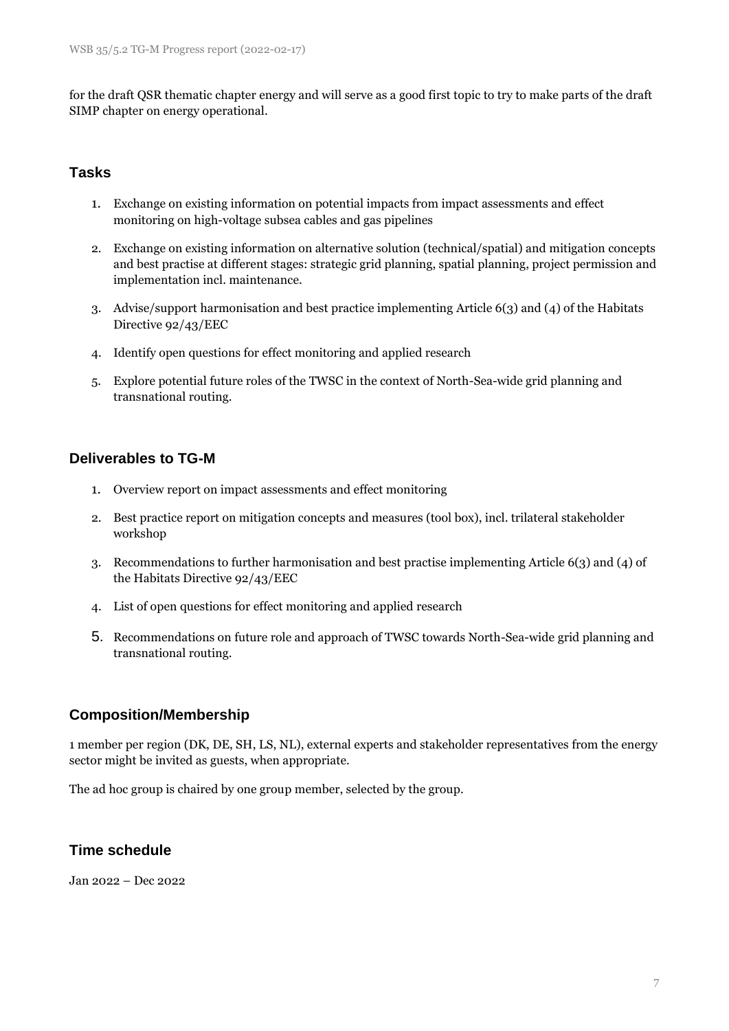for the draft QSR thematic chapter energy and will serve as a good first topic to try to make parts of the draft SIMP chapter on energy operational.

## Tasks

1. Exchange on existing information on potential impacts from impact assessments and effect monitoring on high-voltage subsea cables and gas pipelines
2. Exchange on existing information on alternative solution (technical/spatial) and mitigation concepts and best practise at different stages: strategic grid planning, spatial planning, project permission and implementation incl. maintenance.
3. Advise/support harmonisation and best practice implementing Article 6(3) and (4) of the Habitats Directive 92/43/EEC
4. Identify open questions for effect monitoring and applied research
5. Explore potential future roles of the TWSC in the context of North-Sea-wide grid planning and transnational routing.

## Deliverables to TG-M

1. Overview report on impact assessments and effect monitoring
2. Best practice report on mitigation concepts and measures (tool box), incl. trilateral stakeholder workshop
3. Recommendations to further harmonisation and best practise implementing Article 6(3) and (4) of the Habitats Directive 92/43/EEC
4. List of open questions for effect monitoring and applied research
5. Recommendations on future role and approach of TWSC towards North-Sea-wide grid planning and transnational routing.

## Composition/Membership

1 member per region (DK, DE, SH, LS, NL), external experts and stakeholder representatives from the energy sector might be invited as guests, when appropriate.

The ad hoc group is chaired by one group member, selected by the group.

## Time schedule

Jan 2022 – Dec 2022